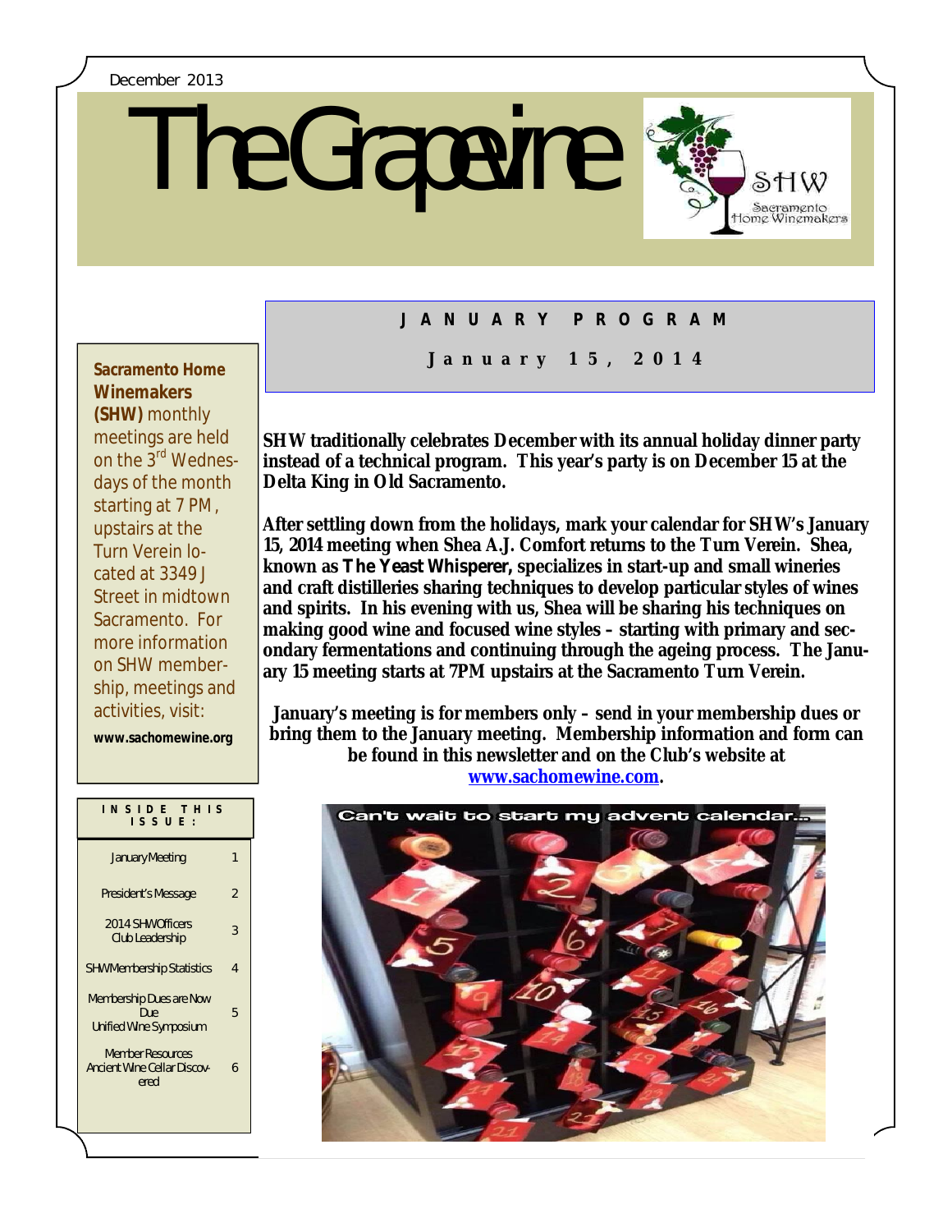December 2013

# The Grapevine

## JANUARY PROGRAM

### January 15, 2014

**Sacramento Home Winemakers (SHW)** monthly meetings are held on the 3rd Wednesdays of the month starting at 7 PM, upstairs at the Turn Verein located at 3349 J Street in midtown Sacramento. For more information on SHW membership, meetings and activities, visit:

**www.sachomewine.org**

| INSIDE THIS ISSUE: | |
|---|---|
| January Meeting | 1 |
| President's Message | 2 |
| 2014 SHW Officers Club Leadership | 3 |
| SHW Membership Statistics | 4 |
| Membership Dues are Now Due Unified Wine Symposium | 5 |
| Member Resources Ancient Wine Cellar Discovered | 6 |

**SHW traditionally celebrates December with its annual holiday dinner party instead of a technical program. This year's party is on December 15 at the Delta King in Old Sacramento.**

**After settling down from the holidays, mark your calendar for SHW's January 15, 2014 meeting when Shea A.J. Comfort returns to the Turn Verein. Shea, known as *The Yeast Whisperer,* specializes in start-up and small wineries and craft distilleries sharing techniques to develop particular styles of wines and spirits. In his evening with us, Shea will be sharing his techniques on making good wine and focused wine styles – starting with primary and secondary fermentations and continuing through the ageing process. The January 15 meeting starts at 7PM upstairs at the Sacramento Turn Verein.**

**January's meeting is for members only – send in your membership dues or bring them to the January meeting. Membership information and form can be found in this newsletter and on the Club's website at [www.sachomewine.com](www.sachomewine.com).**

Can't wait to start my advent calendar...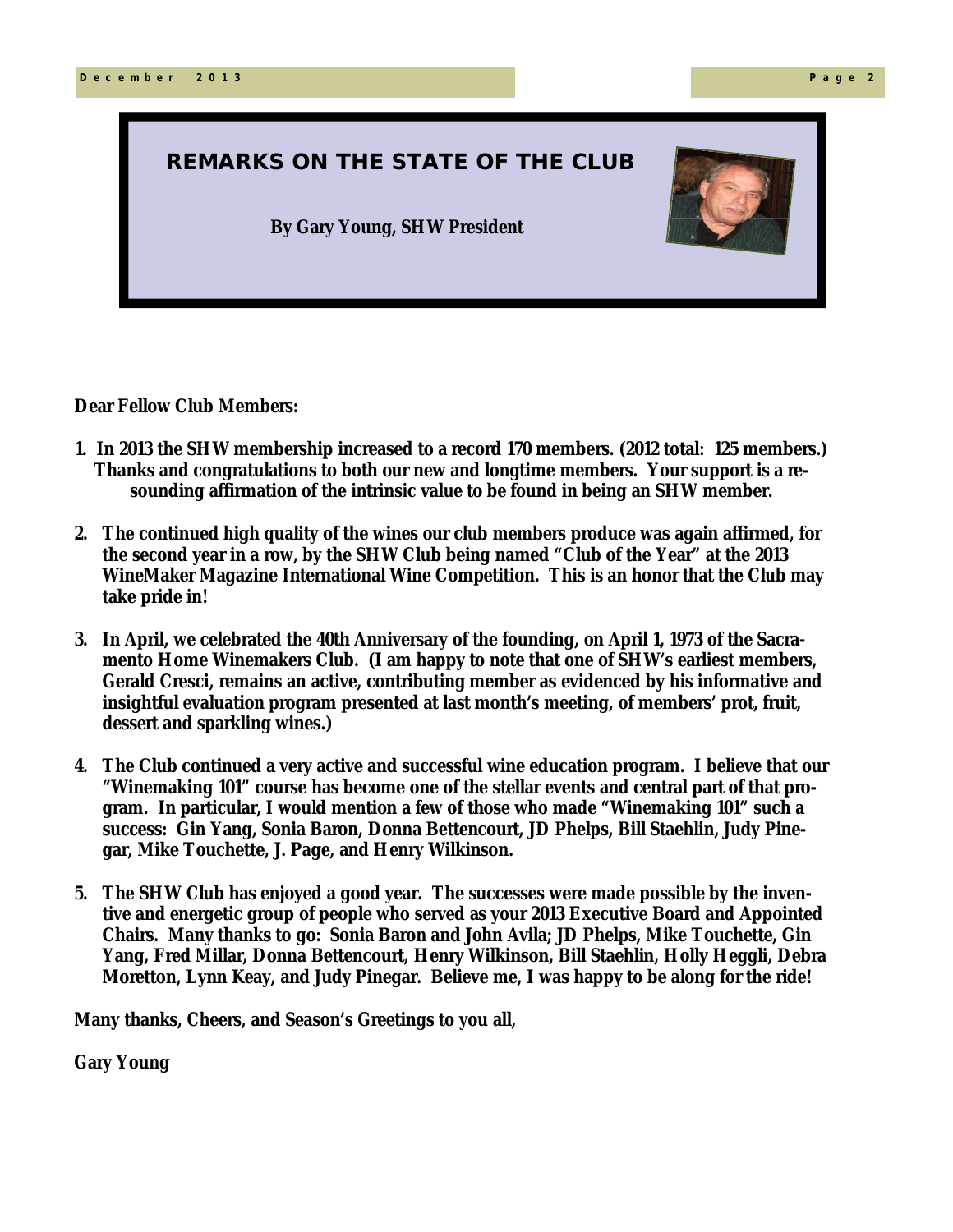# REMARKS ON THE STATE OF THE CLUB

**By Gary Young, SHW President**

**Dear Fellow Club Members:**

1. **In 2013 the SHW membership increased to a record 170 members. (2012 total: 125 members.) Thanks and congratulations to both our new and longtime members. Your support is a resounding affirmation of the intrinsic value to be found in being an SHW member.**

2. **The continued high quality of the wines our club members produce was again affirmed, for the second year in a row, by the SHW Club being named "Club of the Year" at the 2013 WineMaker Magazine International Wine Competition. This is an honor that the Club may take pride in!**

3. **In April, we celebrated the 40th Anniversary of the founding, on April 1, 1973 of the Sacramento Home Winemakers Club. (I am happy to note that one of SHW's earliest members, Gerald Cresci, remains an active, contributing member as evidenced by his informative and insightful evaluation program presented at last month's meeting, of members' prot, fruit, dessert and sparkling wines.)**

4. **The Club continued a very active and successful wine education program. I believe that our "Winemaking 101" course has become one of the stellar events and central part of that program. In particular, I would mention a few of those who made "Winemaking 101" such a success: Gin Yang, Sonia Baron, Donna Bettencourt, JD Phelps, Bill Staehlin, Judy Pinegar, Mike Touchette, J. Page, and Henry Wilkinson.**

5. **The SHW Club has enjoyed a good year. The successes were made possible by the inventive and energetic group of people who served as your 2013 Executive Board and Appointed Chairs. Many thanks to go: Sonia Baron and John Avila; JD Phelps, Mike Touchette, Gin Yang, Fred Millar, Donna Bettencourt, Henry Wilkinson, Bill Staehlin, Holly Heggli, Debra Moretton, Lynn Keay, and Judy Pinegar. Believe me, I was happy to be along for the ride!**

**Many thanks, Cheers, and Season's Greetings to you all,**

**Gary Young**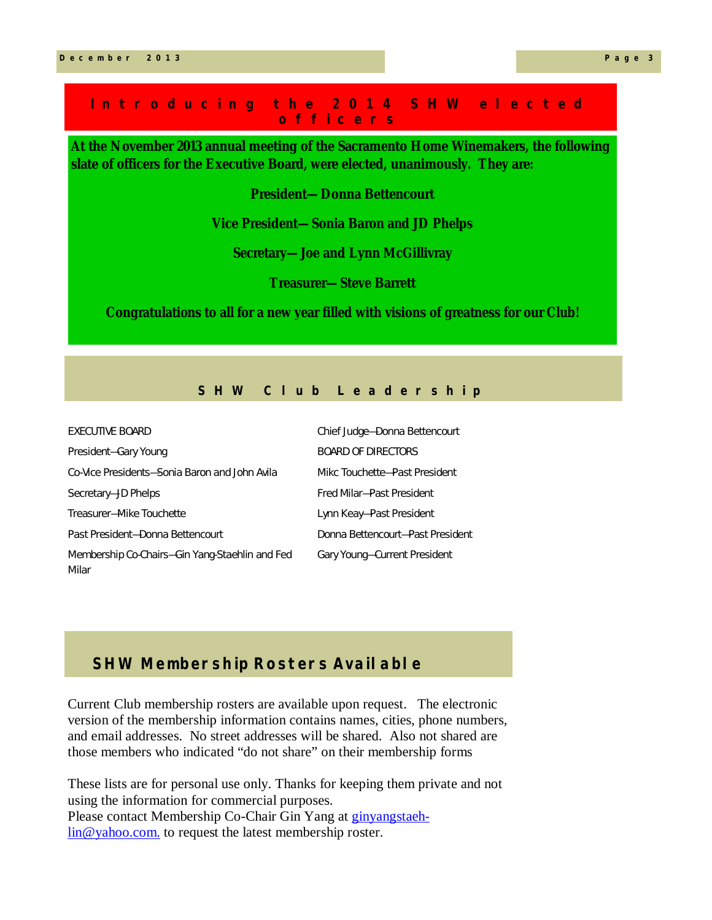## Introducing the 2014 SHW elected officers

**At the November 2013 annual meeting of the Sacramento Home Winemakers, the following slate of officers for the Executive Board, were elected, unanimously. They are:**

**President—Donna Bettencourt**

**Vice President—Sonia Baron and JD Phelps**

**Secretary—Joe and Lynn McGillivray**

**Treasurer—Steve Barrett**

**Congratulations to all for a new year filled with visions of greatness for our Club!**

## SHW Club Leadership

EXECUTIVE BOARD

President—Gary Young

Co-Vice Presidents—Sonia Baron and John Avila

Secretary—JD Phelps

Treasurer—Mike Touchette

Past President—Donna Bettencourt

Membership Co-Chairs—Gin Yang-Staehlin and Fed Milar

Chief Judge—Donna Bettencourt

BOARD OF DIRECTORS

Mikc Touchette—Past President

Fred Milar—Past President

Lynn Keay—Past President

Donna Bettencourt—Past President

Gary Young—Current President

## SHW Membership Rosters Available

Current Club membership rosters are available upon request. The electronic version of the membership information contains names, cities, phone numbers, and email addresses. No street addresses will be shared. Also not shared are those members who indicated "do not share" on their membership forms

These lists are for personal use only. Thanks for keeping them private and not using the information for commercial purposes.
Please contact Membership Co-Chair Gin Yang at ginyangstaehlin@yahoo.com. to request the latest membership roster.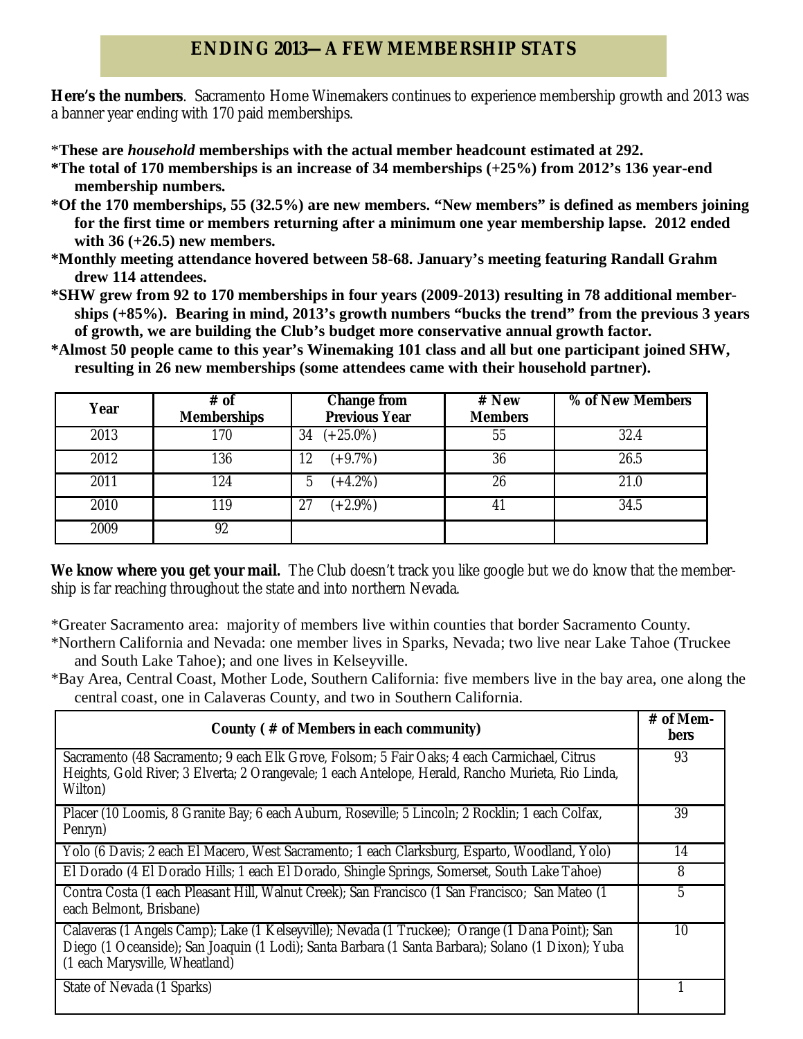## ENDING 2013—A FEW MEMBERSHIP STATS

**Here's the numbers**. Sacramento Home Winemakers continues to experience membership growth and 2013 was a banner year ending with 170 paid memberships.

*__These are *household* memberships with the actual member headcount estimated at 292.__

***The total of 170 memberships is an increase of 34 memberships (+25%) from 2012's 136 year-end membership numbers.**

***Of the 170 memberships, 55 (32.5%) are new members. "New members" is defined as members joining for the first time or members returning after a minimum one year membership lapse. 2012 ended with 36 (+26.5) new members.**

***Monthly meeting attendance hovered between 58-68. January's meeting featuring Randall Grahm drew 114 attendees.**

***SHW grew from 92 to 170 memberships in four years (2009-2013) resulting in 78 additional memberships (+85%). Bearing in mind, 2013's growth numbers "bucks the trend" from the previous 3 years of growth, we are building the Club's budget more conservative annual growth factor.**

***Almost 50 people came to this year's Winemaking 101 class and all but one participant joined SHW, resulting in 26 new memberships (some attendees came with their household partner).**

| Year | # of Memberships | Change from Previous Year | # New Members | % of New Members |
|---|---|---|---|---|
| 2013 | 170 | 34 (+25.0%) | 55 | 32.4 |
| 2012 | 136 | 12 (+9.7%) | 36 | 26.5 |
| 2011 | 124 | 5 (+4.2%) | 26 | 21.0 |
| 2010 | 119 | 27 (+2.9%) | 41 | 34.5 |
| 2009 | 92 | | | |

**We know where you get your mail.** The Club doesn't track you like google but we do know that the membership is far reaching throughout the state and into northern Nevada.

*Greater Sacramento area: majority of members live within counties that border Sacramento County.

*Northern California and Nevada: one member lives in Sparks, Nevada; two live near Lake Tahoe (Truckee and South Lake Tahoe); and one lives in Kelseyville.

*Bay Area, Central Coast, Mother Lode, Southern California: five members live in the bay area, one along the central coast, one in Calaveras County, and two in Southern California.

| County ( # of Members in each community) | # of Members |
|---|---|
| Sacramento (48 Sacramento; 9 each Elk Grove, Folsom; 5 Fair Oaks; 4 each Carmichael, Citrus Heights, Gold River; 3 Elverta; 2 Orangevale; 1 each Antelope, Herald, Rancho Murieta, Rio Linda, Wilton) | 93 |
| Placer (10 Loomis, 8 Granite Bay; 6 each Auburn, Roseville; 5 Lincoln; 2 Rocklin; 1 each Colfax, Penryn) | 39 |
| Yolo (6 Davis; 2 each El Macero, West Sacramento; 1 each Clarksburg, Esparto, Woodland, Yolo) | 14 |
| El Dorado (4 El Dorado Hills; 1 each El Dorado, Shingle Springs, Somerset, South Lake Tahoe) | 8 |
| Contra Costa (1 each Pleasant Hill, Walnut Creek); San Francisco (1 San Francisco; San Mateo (1 each Belmont, Brisbane) | 5 |
| Calaveras (1 Angels Camp); Lake (1 Kelseyville); Nevada (1 Truckee); Orange (1 Dana Point); San Diego (1 Oceanside); San Joaquin (1 Lodi); Santa Barbara (1 Santa Barbara); Solano (1 Dixon); Yuba (1 each Marysville, Wheatland) | 10 |
| State of Nevada (1 Sparks) | 1 |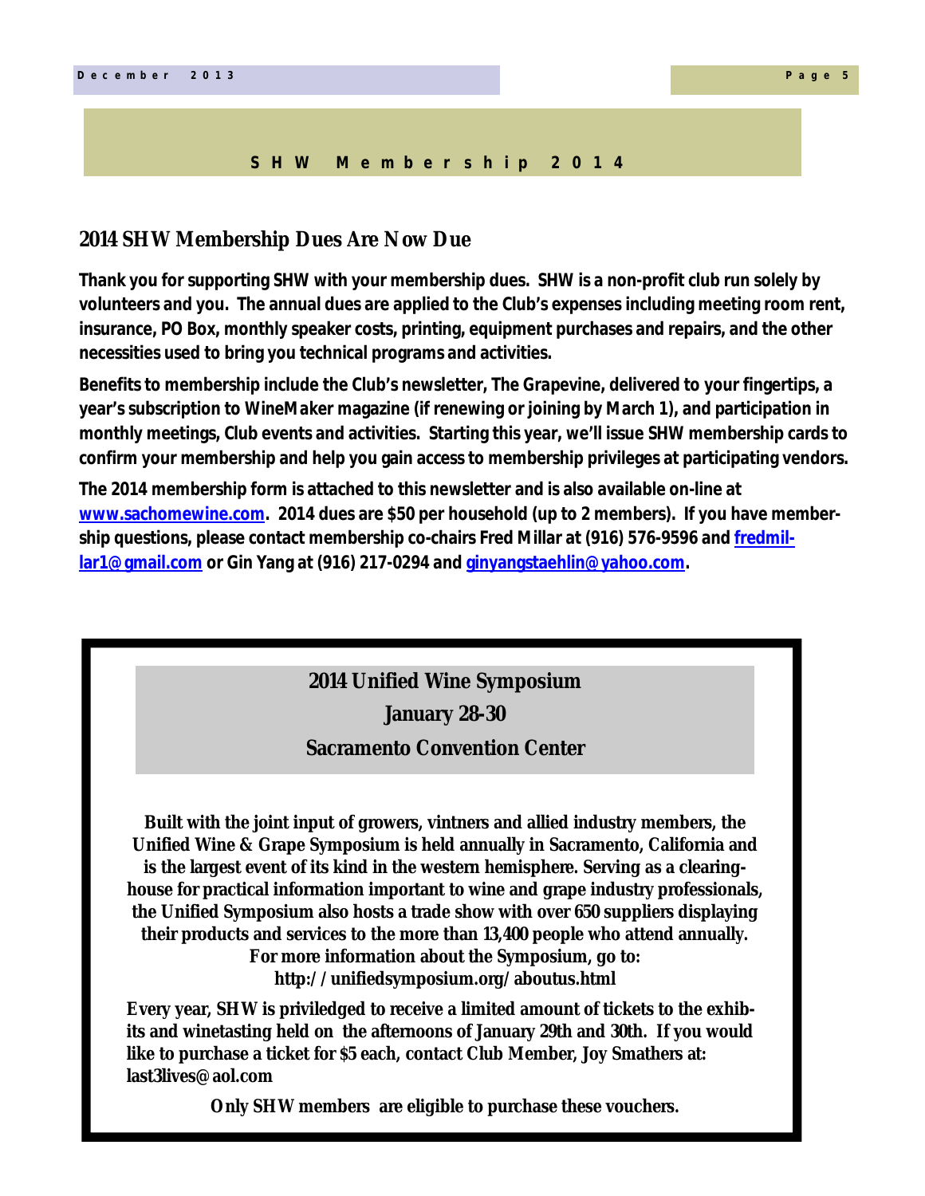# SHW Membership 2014

## 2014 SHW Membership Dues Are Now Due

**Thank you for supporting SHW with your membership dues. SHW is a non-profit club run solely by volunteers and you. The annual dues are applied to the Club's expenses including meeting room rent, insurance, PO Box, monthly speaker costs, printing, equipment purchases and repairs, and the other necessities used to bring you technical programs and activities.**

**Benefits to membership include the Club's newsletter, The Grapevine, delivered to your fingertips, a year's subscription to WineMaker magazine (if renewing or joining by March 1), and participation in monthly meetings, Club events and activities. Starting this year, we'll issue SHW membership cards to confirm your membership and help you gain access to membership privileges at participating vendors.**

**The 2014 membership form is attached to this newsletter and is also available on-line at [www.sachomewine.com](www.sachomewine.com). 2014 dues are $50 per household (up to 2 members). If you have membership questions, please contact membership co-chairs Fred Millar at (916) 576-9596 and [fredmillar1@gmail.com](mailto:fredmillar1@gmail.com) or Gin Yang at (916) 217-0294 and [ginyangstaehlin@yahoo.com](mailto:ginyangstaehlin@yahoo.com).**

---

**2014 Unified Wine Symposium**

**January 28-30**

**Sacramento Convention Center**

**Built with the joint input of growers, vintners and allied industry members, the Unified Wine & Grape Symposium is held annually in Sacramento, California and is the largest event of its kind in the western hemisphere. Serving as a clearinghouse for practical information important to wine and grape industry professionals, the Unified Symposium also hosts a trade show with over 650 suppliers displaying their products and services to the more than 13,400 people who attend annually. For more information about the Symposium, go to: http://unifiedsymposium.org/aboutus.html**

**Every year, SHW is priviledged to receive a limited amount of tickets to the exhibits and winetasting held on the afternoons of January 29th and 30th. If you would like to purchase a ticket for $5 each, contact Club Member, Joy Smathers at: last3lives@aol.com**

**Only SHW members are eligible to purchase these vouchers.**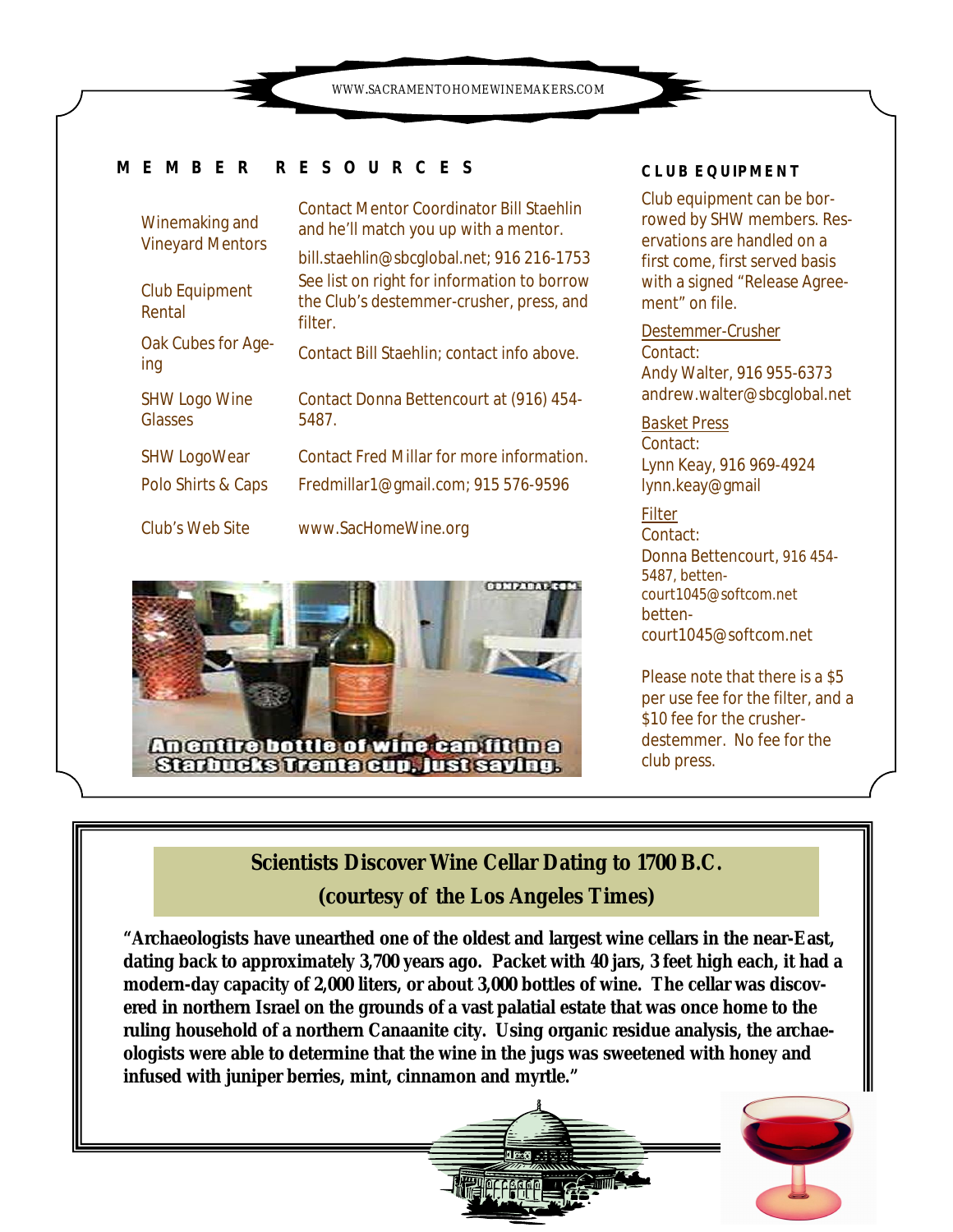## MEMBER RESOURCES

| | |
|---|---|
| Winemaking and Vineyard Mentors | Contact Mentor Coordinator Bill Staehlin and he'll match you up with a mentor. bill.staehlin@sbcglobal.net; 916 216-1753 |
| Club Equipment Rental | See list on right for information to borrow the Club's destemmer-crusher, press, and filter. |
| Oak Cubes for Ageing | Contact Bill Staehlin; contact info above. |
| SHW Logo Wine Glasses | Contact Donna Bettencourt at (916) 454-5487. |
| SHW LogoWear Polo Shirts & Caps | Contact Fred Millar for more information. Fredmillar1@gmail.com; 915 576-9596 |
| Club's Web Site | www.SacHomeWine.org |

An entire bottle of wine can fit in a Starbucks Trenta cup, just saying.

## CLUB EQUIPMENT

Club equipment can be borrowed by SHW members. Reservations are handled on a first come, first served basis with a signed "Release Agreement" on file.

Destemmer-Crusher
Contact:
Andy Walter, 916 955-6373
andrew.walter@sbcglobal.net

Basket Press
Contact:
Lynn Keay, 916 969-4924
lynn.keay@gmail

Filter
Contact:
Donna Bettencourt, 916 454-5487, bettencourt1045@softcom.net
bettencourt1045@softcom.net

Please note that there is a $5 per use fee for the filter, and a $10 fee for the crusher-destemmer. No fee for the club press.

## Scientists Discover Wine Cellar Dating to 1700 B.C.
## (courtesy of the Los Angeles Times)

**"Archaeologists have unearthed one of the oldest and largest wine cellars in the near-East, dating back to approximately 3,700 years ago. Packet with 40 jars, 3 feet high each, it had a modern-day capacity of 2,000 liters, or about 3,000 bottles of wine. The cellar was discovered in northern Israel on the grounds of a vast palatial estate that was once home to the ruling household of a northern Canaanite city. Using organic residue analysis, the archaeologists were able to determine that the wine in the jugs was sweetened with honey and infused with juniper berries, mint, cinnamon and myrtle."**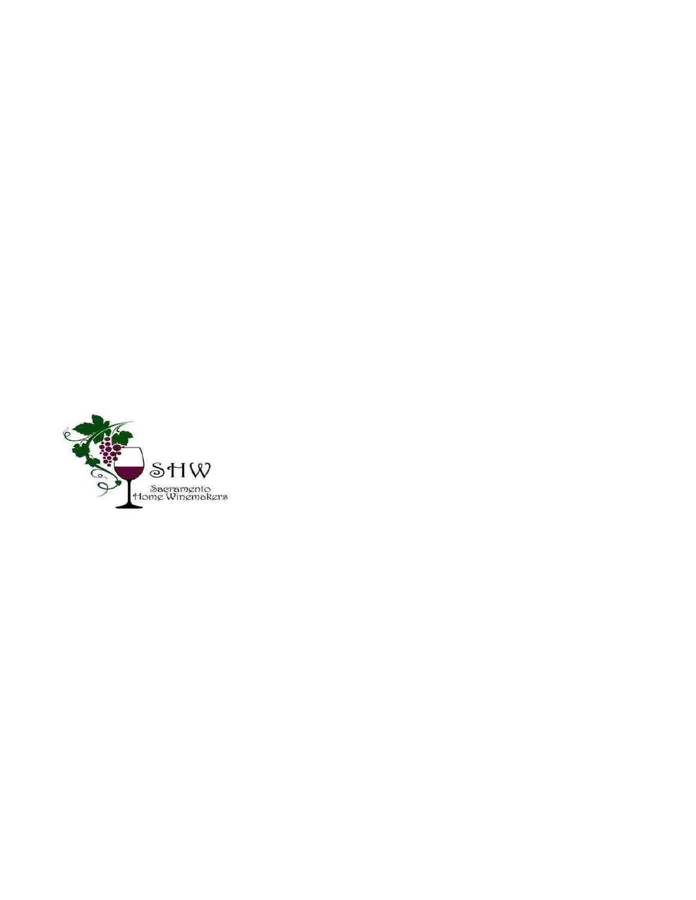SHW

Sacramento
Home Winemakers